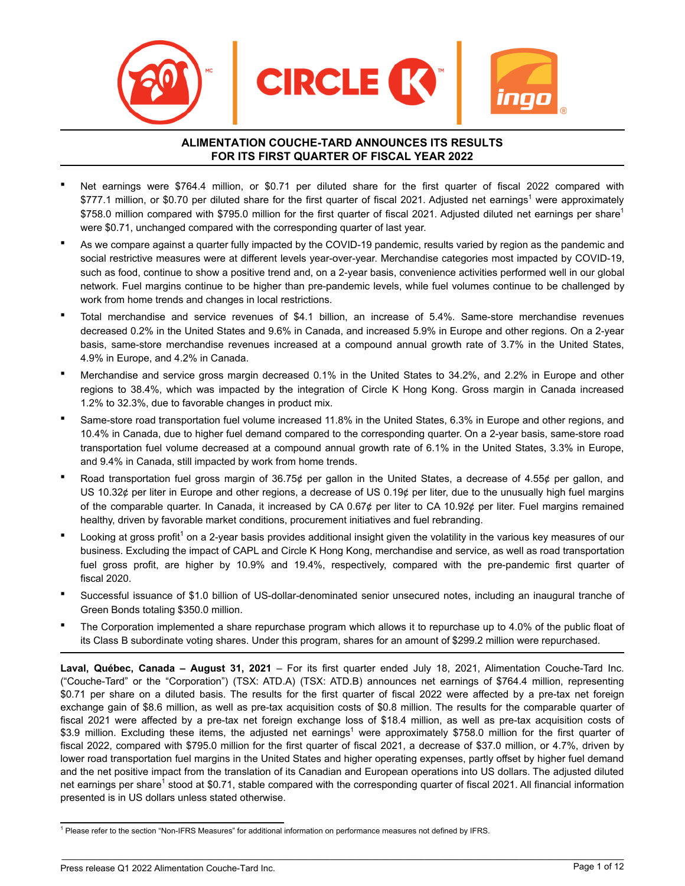# ALIMENTATION COUCHE-TARD ANNOUNCES ITS RESULTS FOR ITS FIRST QUARTER OF FISCAL YEAR 2022

- Net earnings were $764.4 million, or $0.71 per diluted share for the first quarter of fiscal 2022 compared with $777.1 million, or $0.70 per diluted share for the first quarter of fiscal 2021. Adjusted net earnings[1] were approximately $758.0 million compared with $795.0 million for the first quarter of fiscal 2021. Adjusted diluted net earnings per share[1] were $0.71, unchanged compared with the corresponding quarter of last year.
- As we compare against a quarter fully impacted by the COVID-19 pandemic, results varied by region as the pandemic and social restrictive measures were at different levels year-over-year. Merchandise categories most impacted by COVID-19, such as food, continue to show a positive trend and, on a 2-year basis, convenience activities performed well in our global network. Fuel margins continue to be higher than pre-pandemic levels, while fuel volumes continue to be challenged by work from home trends and changes in local restrictions.
- Total merchandise and service revenues of $4.1 billion, an increase of 5.4%. Same-store merchandise revenues decreased 0.2% in the United States and 9.6% in Canada, and increased 5.9% in Europe and other regions. On a 2-year basis, same-store merchandise revenues increased at a compound annual growth rate of 3.7% in the United States, 4.9% in Europe, and 4.2% in Canada.
- Merchandise and service gross margin decreased 0.1% in the United States to 34.2%, and 2.2% in Europe and other regions to 38.4%, which was impacted by the integration of Circle K Hong Kong. Gross margin in Canada increased 1.2% to 32.3%, due to favorable changes in product mix.
- Same-store road transportation fuel volume increased 11.8% in the United States, 6.3% in Europe and other regions, and 10.4% in Canada, due to higher fuel demand compared to the corresponding quarter. On a 2-year basis, same-store road transportation fuel volume decreased at a compound annual growth rate of 6.1% in the United States, 3.3% in Europe, and 9.4% in Canada, still impacted by work from home trends.
- Road transportation fuel gross margin of 36.75¢ per gallon in the United States, a decrease of 4.55¢ per gallon, and US 10.32¢ per liter in Europe and other regions, a decrease of US 0.19¢ per liter, due to the unusually high fuel margins of the comparable quarter. In Canada, it increased by CA 0.67¢ per liter to CA 10.92¢ per liter. Fuel margins remained healthy, driven by favorable market conditions, procurement initiatives and fuel rebranding.
- Looking at gross profit[1] on a 2-year basis provides additional insight given the volatility in the various key measures of our business. Excluding the impact of CAPL and Circle K Hong Kong, merchandise and service, as well as road transportation fuel gross profit, are higher by 10.9% and 19.4%, respectively, compared with the pre-pandemic first quarter of fiscal 2020.
- Successful issuance of $1.0 billion of US-dollar-denominated senior unsecured notes, including an inaugural tranche of Green Bonds totaling $350.0 million.
- The Corporation implemented a share repurchase program which allows it to repurchase up to 4.0% of the public float of its Class B subordinate voting shares. Under this program, shares for an amount of $299.2 million were repurchased.

**Laval, Québec, Canada – August 31, 2021** – For its first quarter ended July 18, 2021, Alimentation Couche-Tard Inc. ("Couche-Tard" or the "Corporation") (TSX: ATD.A) (TSX: ATD.B) announces net earnings of $764.4 million, representing $0.71 per share on a diluted basis. The results for the first quarter of fiscal 2022 were affected by a pre-tax net foreign exchange gain of $8.6 million, as well as pre-tax acquisition costs of $0.8 million. The results for the comparable quarter of fiscal 2021 were affected by a pre-tax net foreign exchange loss of $18.4 million, as well as pre-tax acquisition costs of $3.9 million. Excluding these items, the adjusted net earnings[1] were approximately $758.0 million for the first quarter of fiscal 2022, compared with $795.0 million for the first quarter of fiscal 2021, a decrease of $37.0 million, or 4.7%, driven by lower road transportation fuel margins in the United States and higher operating expenses, partly offset by higher fuel demand and the net positive impact from the translation of its Canadian and European operations into US dollars. The adjusted diluted net earnings per share[1] stood at $0.71, stable compared with the corresponding quarter of fiscal 2021. All financial information presented is in US dollars unless stated otherwise.

[1] Please refer to the section "Non-IFRS Measures" for additional information on performance measures not defined by IFRS.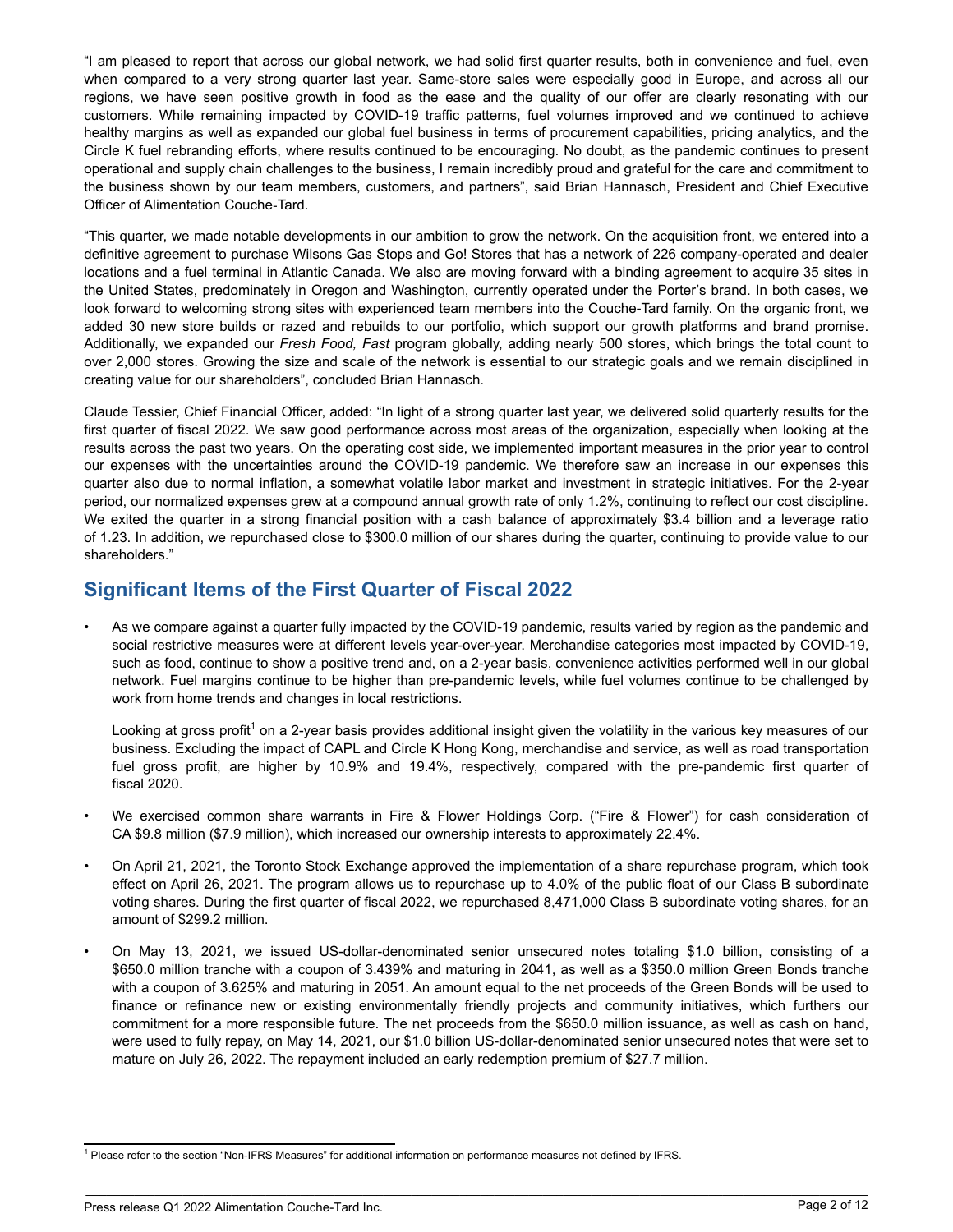"I am pleased to report that across our global network, we had solid first quarter results, both in convenience and fuel, even when compared to a very strong quarter last year. Same-store sales were especially good in Europe, and across all our regions, we have seen positive growth in food as the ease and the quality of our offer are clearly resonating with our customers. While remaining impacted by COVID-19 traffic patterns, fuel volumes improved and we continued to achieve healthy margins as well as expanded our global fuel business in terms of procurement capabilities, pricing analytics, and the Circle K fuel rebranding efforts, where results continued to be encouraging. No doubt, as the pandemic continues to present operational and supply chain challenges to the business, I remain incredibly proud and grateful for the care and commitment to the business shown by our team members, customers, and partners", said Brian Hannasch, President and Chief Executive Officer of Alimentation Couche-Tard.

"This quarter, we made notable developments in our ambition to grow the network. On the acquisition front, we entered into a definitive agreement to purchase Wilsons Gas Stops and Go! Stores that has a network of 226 company-operated and dealer locations and a fuel terminal in Atlantic Canada. We also are moving forward with a binding agreement to acquire 35 sites in the United States, predominately in Oregon and Washington, currently operated under the Porter's brand. In both cases, we look forward to welcoming strong sites with experienced team members into the Couche-Tard family. On the organic front, we added 30 new store builds or razed and rebuilds to our portfolio, which support our growth platforms and brand promise. Additionally, we expanded our *Fresh Food, Fast* program globally, adding nearly 500 stores, which brings the total count to over 2,000 stores. Growing the size and scale of the network is essential to our strategic goals and we remain disciplined in creating value for our shareholders", concluded Brian Hannasch.

Claude Tessier, Chief Financial Officer, added: "In light of a strong quarter last year, we delivered solid quarterly results for the first quarter of fiscal 2022. We saw good performance across most areas of the organization, especially when looking at the results across the past two years. On the operating cost side, we implemented important measures in the prior year to control our expenses with the uncertainties around the COVID-19 pandemic. We therefore saw an increase in our expenses this quarter also due to normal inflation, a somewhat volatile labor market and investment in strategic initiatives. For the 2-year period, our normalized expenses grew at a compound annual growth rate of only 1.2%, continuing to reflect our cost discipline. We exited the quarter in a strong financial position with a cash balance of approximately $3.4 billion and a leverage ratio of 1.23. In addition, we repurchased close to $300.0 million of our shares during the quarter, continuing to provide value to our shareholders."

## Significant Items of the First Quarter of Fiscal 2022

- As we compare against a quarter fully impacted by the COVID-19 pandemic, results varied by region as the pandemic and social restrictive measures were at different levels year-over-year. Merchandise categories most impacted by COVID-19, such as food, continue to show a positive trend and, on a 2-year basis, convenience activities performed well in our global network. Fuel margins continue to be higher than pre-pandemic levels, while fuel volumes continue to be challenged by work from home trends and changes in local restrictions.

  Looking at gross profit[1] on a 2-year basis provides additional insight given the volatility in the various key measures of our business. Excluding the impact of CAPL and Circle K Hong Kong, merchandise and service, as well as road transportation fuel gross profit, are higher by 10.9% and 19.4%, respectively, compared with the pre-pandemic first quarter of fiscal 2020.

- We exercised common share warrants in Fire & Flower Holdings Corp. ("Fire & Flower") for cash consideration of CA $9.8 million ($7.9 million), which increased our ownership interests to approximately 22.4%.

- On April 21, 2021, the Toronto Stock Exchange approved the implementation of a share repurchase program, which took effect on April 26, 2021. The program allows us to repurchase up to 4.0% of the public float of our Class B subordinate voting shares. During the first quarter of fiscal 2022, we repurchased 8,471,000 Class B subordinate voting shares, for an amount of $299.2 million.

- On May 13, 2021, we issued US-dollar-denominated senior unsecured notes totaling $1.0 billion, consisting of a $650.0 million tranche with a coupon of 3.439% and maturing in 2041, as well as a $350.0 million Green Bonds tranche with a coupon of 3.625% and maturing in 2051. An amount equal to the net proceeds of the Green Bonds will be used to finance or refinance new or existing environmentally friendly projects and community initiatives, which furthers our commitment for a more responsible future. The net proceeds from the $650.0 million issuance, as well as cash on hand, were used to fully repay, on May 14, 2021, our $1.0 billion US-dollar-denominated senior unsecured notes that were set to mature on July 26, 2022. The repayment included an early redemption premium of $27.7 million.

[1] Please refer to the section "Non-IFRS Measures" for additional information on performance measures not defined by IFRS.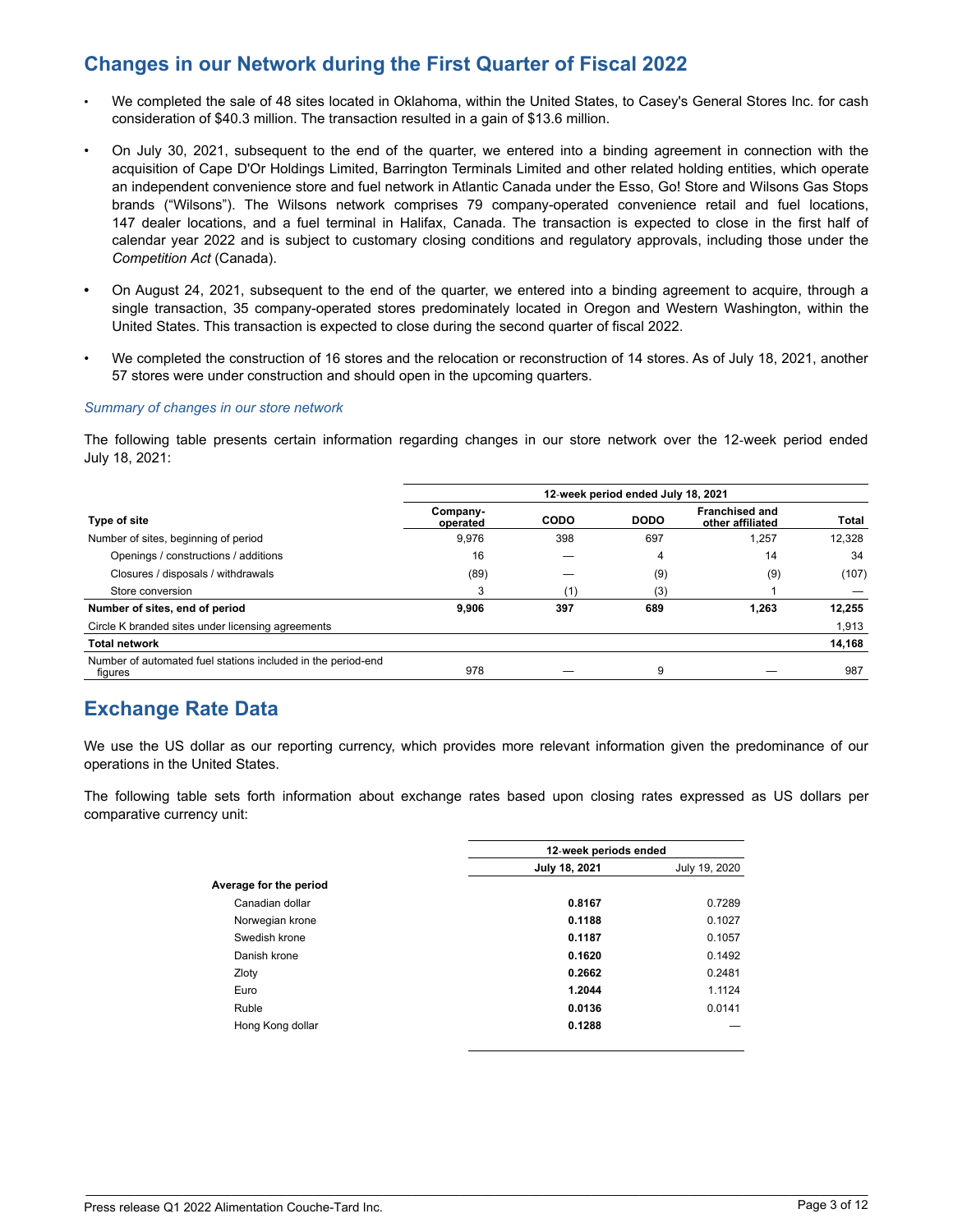## Changes in our Network during the First Quarter of Fiscal 2022

- We completed the sale of 48 sites located in Oklahoma, within the United States, to Casey's General Stores Inc. for cash consideration of $40.3 million. The transaction resulted in a gain of $13.6 million.
- On July 30, 2021, subsequent to the end of the quarter, we entered into a binding agreement in connection with the acquisition of Cape D'Or Holdings Limited, Barrington Terminals Limited and other related holding entities, which operate an independent convenience store and fuel network in Atlantic Canada under the Esso, Go! Store and Wilsons Gas Stops brands ("Wilsons"). The Wilsons network comprises 79 company-operated convenience retail and fuel locations, 147 dealer locations, and a fuel terminal in Halifax, Canada. The transaction is expected to close in the first half of calendar year 2022 and is subject to customary closing conditions and regulatory approvals, including those under the *Competition Act* (Canada).
- On August 24, 2021, subsequent to the end of the quarter, we entered into a binding agreement to acquire, through a single transaction, 35 company-operated stores predominately located in Oregon and Western Washington, within the United States. This transaction is expected to close during the second quarter of fiscal 2022.
- We completed the construction of 16 stores and the relocation or reconstruction of 14 stores. As of July 18, 2021, another 57 stores were under construction and should open in the upcoming quarters.

*Summary of changes in our store network*

The following table presents certain information regarding changes in our store network over the 12-week period ended July 18, 2021:

| | 12-week period ended July 18, 2021 | | | | |
|---|---|---|---|---|---|
| **Type of site** | **Company-operated** | **CODO** | **DODO** | **Franchised and other affiliated** | **Total** |
| Number of sites, beginning of period | 9,976 | 398 | 697 | 1,257 | 12,328 |
| Openings / constructions / additions | 16 | — | 4 | 14 | 34 |
| Closures / disposals / withdrawals | (89) | — | (9) | (9) | (107) |
| Store conversion | 3 | (1) | (3) | 1 | — |
| **Number of sites, end of period** | **9,906** | **397** | **689** | **1,263** | **12,255** |
| Circle K branded sites under licensing agreements | | | | | 1,913 |
| **Total network** | | | | | **14,168** |
| Number of automated fuel stations included in the period-end figures | 978 | — | 9 | — | 987 |

## Exchange Rate Data

We use the US dollar as our reporting currency, which provides more relevant information given the predominance of our operations in the United States.

The following table sets forth information about exchange rates based upon closing rates expressed as US dollars per comparative currency unit:

| | 12-week periods ended | |
|---|---|---|
| | **July 18, 2021** | July 19, 2020 |
| **Average for the period** | | |
| Canadian dollar | **0.8167** | 0.7289 |
| Norwegian krone | **0.1188** | 0.1027 |
| Swedish krone | **0.1187** | 0.1057 |
| Danish krone | **0.1620** | 0.1492 |
| Zloty | **0.2662** | 0.2481 |
| Euro | **1.2044** | 1.1124 |
| Ruble | **0.0136** | 0.0141 |
| Hong Kong dollar | **0.1288** | — |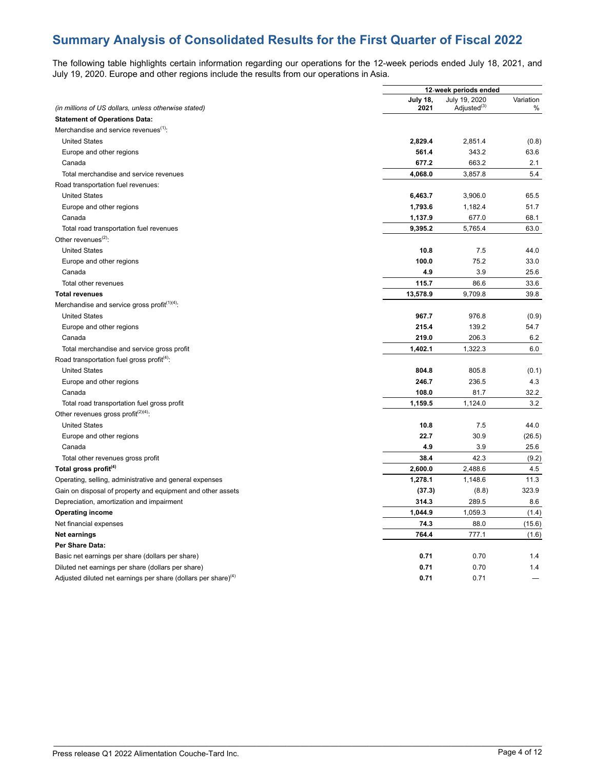## Summary Analysis of Consolidated Results for the First Quarter of Fiscal 2022

The following table highlights certain information regarding our operations for the 12-week periods ended July 18, 2021, and July 19, 2020. Europe and other regions include the results from our operations in Asia.

| | 12-week periods ended | | |
|---|---|---|---|
| *(in millions of US dollars, unless otherwise stated)* | **July 18, 2021** | July 19, 2020 Adjusted[3] | Variation % |
| **Statement of Operations Data:** | | | |
| Merchandise and service revenues[1]: | | | |
| United States | **2,829.4** | 2,851.4 | (0.8) |
| Europe and other regions | **561.4** | 343.2 | 63.6 |
| Canada | **677.2** | 663.2 | 2.1 |
| Total merchandise and service revenues | **4,068.0** | 3,857.8 | 5.4 |
| Road transportation fuel revenues: | | | |
| United States | **6,463.7** | 3,906.0 | 65.5 |
| Europe and other regions | **1,793.6** | 1,182.4 | 51.7 |
| Canada | **1,137.9** | 677.0 | 68.1 |
| Total road transportation fuel revenues | **9,395.2** | 5,765.4 | 63.0 |
| Other revenues[2]: | | | |
| United States | **10.8** | 7.5 | 44.0 |
| Europe and other regions | **100.0** | 75.2 | 33.0 |
| Canada | **4.9** | 3.9 | 25.6 |
| Total other revenues | **115.7** | 86.6 | 33.6 |
| **Total revenues** | **13,578.9** | 9,709.8 | 39.8 |
| Merchandise and service gross profit[1][4]: | | | |
| United States | **967.7** | 976.8 | (0.9) |
| Europe and other regions | **215.4** | 139.2 | 54.7 |
| Canada | **219.0** | 206.3 | 6.2 |
| Total merchandise and service gross profit | **1,402.1** | 1,322.3 | 6.0 |
| Road transportation fuel gross profit[4]: | | | |
| United States | **804.8** | 805.8 | (0.1) |
| Europe and other regions | **246.7** | 236.5 | 4.3 |
| Canada | **108.0** | 81.7 | 32.2 |
| Total road transportation fuel gross profit | **1,159.5** | 1,124.0 | 3.2 |
| Other revenues gross profit[2][4]: | | | |
| United States | **10.8** | 7.5 | 44.0 |
| Europe and other regions | **22.7** | 30.9 | (26.5) |
| Canada | **4.9** | 3.9 | 25.6 |
| Total other revenues gross profit | **38.4** | 42.3 | (9.2) |
| **Total gross profit[4]** | **2,600.0** | 2,488.6 | 4.5 |
| Operating, selling, administrative and general expenses | **1,278.1** | 1,148.6 | 11.3 |
| Gain on disposal of property and equipment and other assets | **(37.3)** | (8.8) | 323.9 |
| Depreciation, amortization and impairment | **314.3** | 289.5 | 8.6 |
| **Operating income** | **1,044.9** | 1,059.3 | (1.4) |
| Net financial expenses | **74.3** | 88.0 | (15.6) |
| **Net earnings** | **764.4** | 777.1 | (1.6) |
| **Per Share Data:** | | | |
| Basic net earnings per share (dollars per share) | **0.71** | 0.70 | 1.4 |
| Diluted net earnings per share (dollars per share) | **0.71** | 0.70 | 1.4 |
| Adjusted diluted net earnings per share (dollars per share)[4] | **0.71** | 0.71 | — |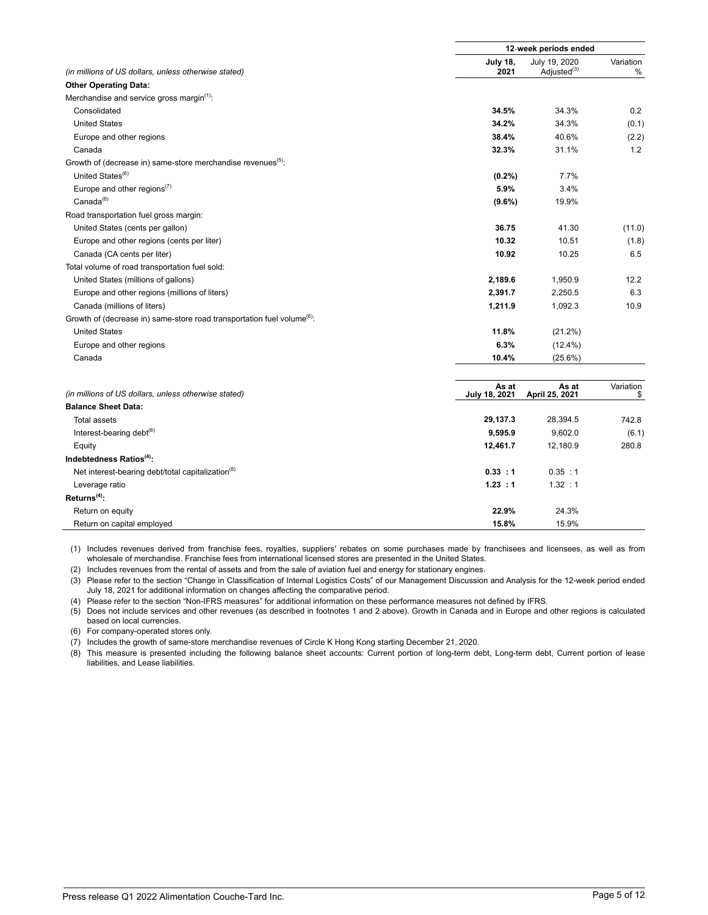| *(in millions of US dollars, unless otherwise stated)* | 12-week periods ended July 18, 2021 | July 19, 2020 Adjusted[3] | Variation % |
|---|---|---|---|
| **Other Operating Data:** | | | |
| Merchandise and service gross margin[1]: | | | |
| Consolidated | **34.5%** | 34.3% | 0.2 |
| United States | **34.2%** | 34.3% | (0.1) |
| Europe and other regions | **38.4%** | 40.6% | (2.2) |
| Canada | **32.3%** | 31.1% | 1.2 |
| Growth of (decrease in) same-store merchandise revenues[5]: | | | |
| United States[6] | **(0.2%)** | 7.7% | |
| Europe and other regions[7] | **5.9%** | 3.4% | |
| Canada[6] | **(9.6%)** | 19.9% | |
| Road transportation fuel gross margin: | | | |
| United States (cents per gallon) | **36.75** | 41.30 | (11.0) |
| Europe and other regions (cents per liter) | **10.32** | 10.51 | (1.8) |
| Canada (CA cents per liter) | **10.92** | 10.25 | 6.5 |
| Total volume of road transportation fuel sold: | | | |
| United States (millions of gallons) | **2,189.6** | 1,950.9 | 12.2 |
| Europe and other regions (millions of liters) | **2,391.7** | 2,250.5 | 6.3 |
| Canada (millions of liters) | **1,211.9** | 1,092.3 | 10.9 |
| Growth of (decrease in) same-store road transportation fuel volume[6]: | | | |
| United States | **11.8%** | (21.2%) | |
| Europe and other regions | **6.3%** | (12.4%) | |
| Canada | **10.4%** | (25.6%) | |

| *(in millions of US dollars, unless otherwise stated)* | As at July 18, 2021 | As at April 25, 2021 | Variation $ |
|---|---|---|---|
| **Balance Sheet Data:** | | | |
| Total assets | **29,137.3** | 28,394.5 | 742.8 |
| Interest-bearing debt[8] | **9,595.9** | 9,602.0 | (6.1) |
| Equity | **12,461.7** | 12,180.9 | 280.8 |
| **Indebtedness Ratios[4]:** | | | |
| Net interest-bearing debt/total capitalization[8] | **0.33 : 1** | 0.35 : 1 | |
| Leverage ratio | **1.23 : 1** | 1.32 : 1 | |
| **Returns[4]:** | | | |
| Return on equity | **22.9%** | 24.3% | |
| Return on capital employed | **15.8%** | 15.9% | |

(1) Includes revenues derived from franchise fees, royalties, suppliers' rebates on some purchases made by franchisees and licensees, as well as from wholesale of merchandise. Franchise fees from international licensed stores are presented in the United States.

(2) Includes revenues from the rental of assets and from the sale of aviation fuel and energy for stationary engines.

(3) Please refer to the section "Change in Classification of Internal Logistics Costs" of our Management Discussion and Analysis for the 12-week period ended July 18, 2021 for additional information on changes affecting the comparative period.

(4) Please refer to the section "Non-IFRS measures" for additional information on these performance measures not defined by IFRS.

(5) Does not include services and other revenues (as described in footnotes 1 and 2 above). Growth in Canada and in Europe and other regions is calculated based on local currencies.

(6) For company-operated stores only.

(7) Includes the growth of same-store merchandise revenues of Circle K Hong Kong starting December 21, 2020.

(8) This measure is presented including the following balance sheet accounts: Current portion of long-term debt, Long-term debt, Current portion of lease liabilities, and Lease liabilities.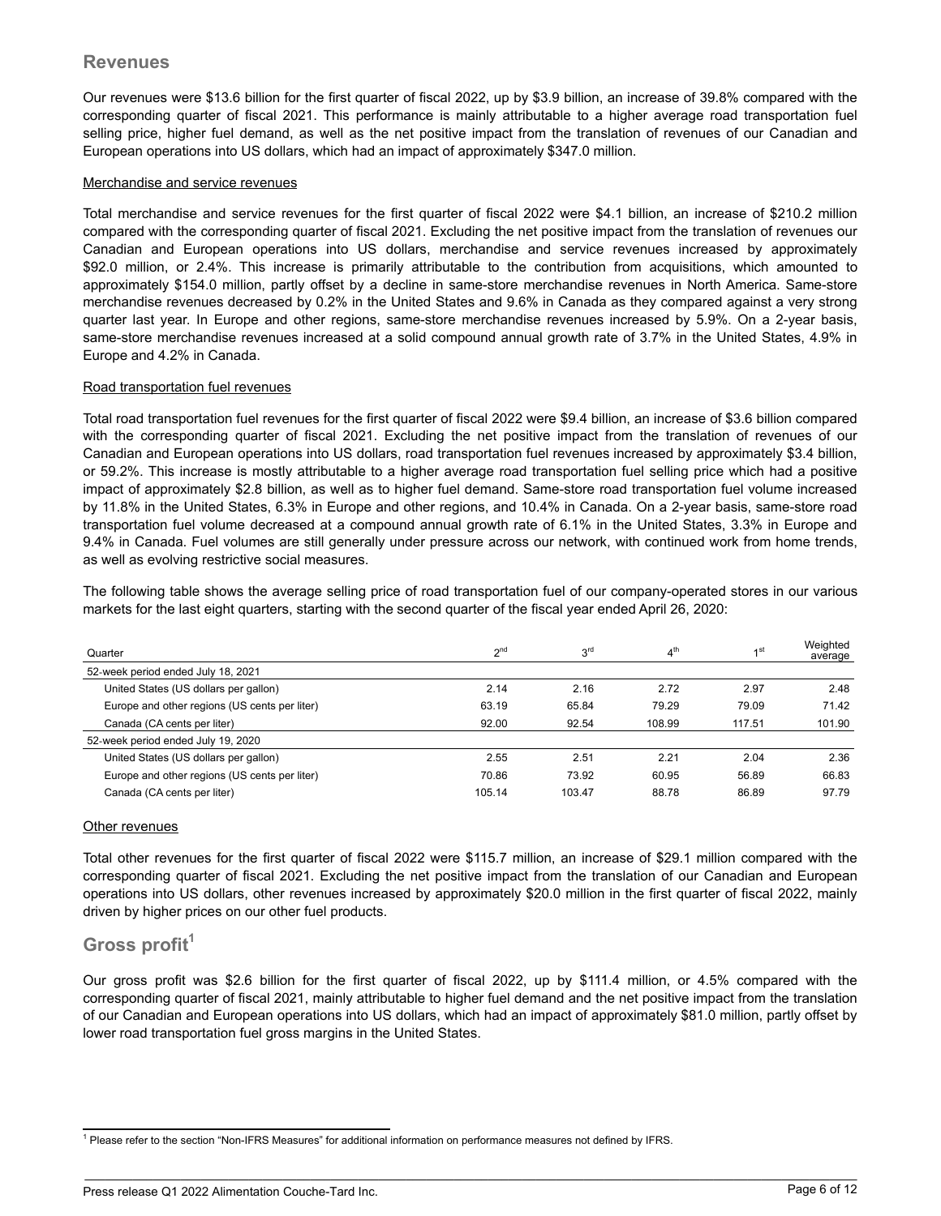## Revenues

Our revenues were $13.6 billion for the first quarter of fiscal 2022, up by $3.9 billion, an increase of 39.8% compared with the corresponding quarter of fiscal 2021. This performance is mainly attributable to a higher average road transportation fuel selling price, higher fuel demand, as well as the net positive impact from the translation of revenues of our Canadian and European operations into US dollars, which had an impact of approximately $347.0 million.

Merchandise and service revenues

Total merchandise and service revenues for the first quarter of fiscal 2022 were $4.1 billion, an increase of $210.2 million compared with the corresponding quarter of fiscal 2021. Excluding the net positive impact from the translation of revenues our Canadian and European operations into US dollars, merchandise and service revenues increased by approximately $92.0 million, or 2.4%. This increase is primarily attributable to the contribution from acquisitions, which amounted to approximately $154.0 million, partly offset by a decline in same-store merchandise revenues in North America. Same-store merchandise revenues decreased by 0.2% in the United States and 9.6% in Canada as they compared against a very strong quarter last year. In Europe and other regions, same-store merchandise revenues increased by 5.9%. On a 2-year basis, same-store merchandise revenues increased at a solid compound annual growth rate of 3.7% in the United States, 4.9% in Europe and 4.2% in Canada.

Road transportation fuel revenues

Total road transportation fuel revenues for the first quarter of fiscal 2022 were $9.4 billion, an increase of $3.6 billion compared with the corresponding quarter of fiscal 2021. Excluding the net positive impact from the translation of revenues of our Canadian and European operations into US dollars, road transportation fuel revenues increased by approximately $3.4 billion, or 59.2%. This increase is mostly attributable to a higher average road transportation fuel selling price which had a positive impact of approximately $2.8 billion, as well as to higher fuel demand. Same-store road transportation fuel volume increased by 11.8% in the United States, 6.3% in Europe and other regions, and 10.4% in Canada. On a 2-year basis, same-store road transportation fuel volume decreased at a compound annual growth rate of 6.1% in the United States, 3.3% in Europe and 9.4% in Canada. Fuel volumes are still generally under pressure across our network, with continued work from home trends, as well as evolving restrictive social measures.

The following table shows the average selling price of road transportation fuel of our company-operated stores in our various markets for the last eight quarters, starting with the second quarter of the fiscal year ended April 26, 2020:

| Quarter | 2nd | 3rd | 4th | 1st | Weighted average |
|---|---|---|---|---|---|
| 52-week period ended July 18, 2021 | | | | | |
| United States (US dollars per gallon) | 2.14 | 2.16 | 2.72 | 2.97 | 2.48 |
| Europe and other regions (US cents per liter) | 63.19 | 65.84 | 79.29 | 79.09 | 71.42 |
| Canada (CA cents per liter) | 92.00 | 92.54 | 108.99 | 117.51 | 101.90 |
| 52-week period ended July 19, 2020 | | | | | |
| United States (US dollars per gallon) | 2.55 | 2.51 | 2.21 | 2.04 | 2.36 |
| Europe and other regions (US cents per liter) | 70.86 | 73.92 | 60.95 | 56.89 | 66.83 |
| Canada (CA cents per liter) | 105.14 | 103.47 | 88.78 | 86.89 | 97.79 |

Other revenues

Total other revenues for the first quarter of fiscal 2022 were $115.7 million, an increase of $29.1 million compared with the corresponding quarter of fiscal 2021. Excluding the net positive impact from the translation of our Canadian and European operations into US dollars, other revenues increased by approximately $20.0 million in the first quarter of fiscal 2022, mainly driven by higher prices on our other fuel products.

## Gross profit[1]

Our gross profit was $2.6 billion for the first quarter of fiscal 2022, up by $111.4 million, or 4.5% compared with the corresponding quarter of fiscal 2021, mainly attributable to higher fuel demand and the net positive impact from the translation of our Canadian and European operations into US dollars, which had an impact of approximately $81.0 million, partly offset by lower road transportation fuel gross margins in the United States.

[1] Please refer to the section "Non-IFRS Measures" for additional information on performance measures not defined by IFRS.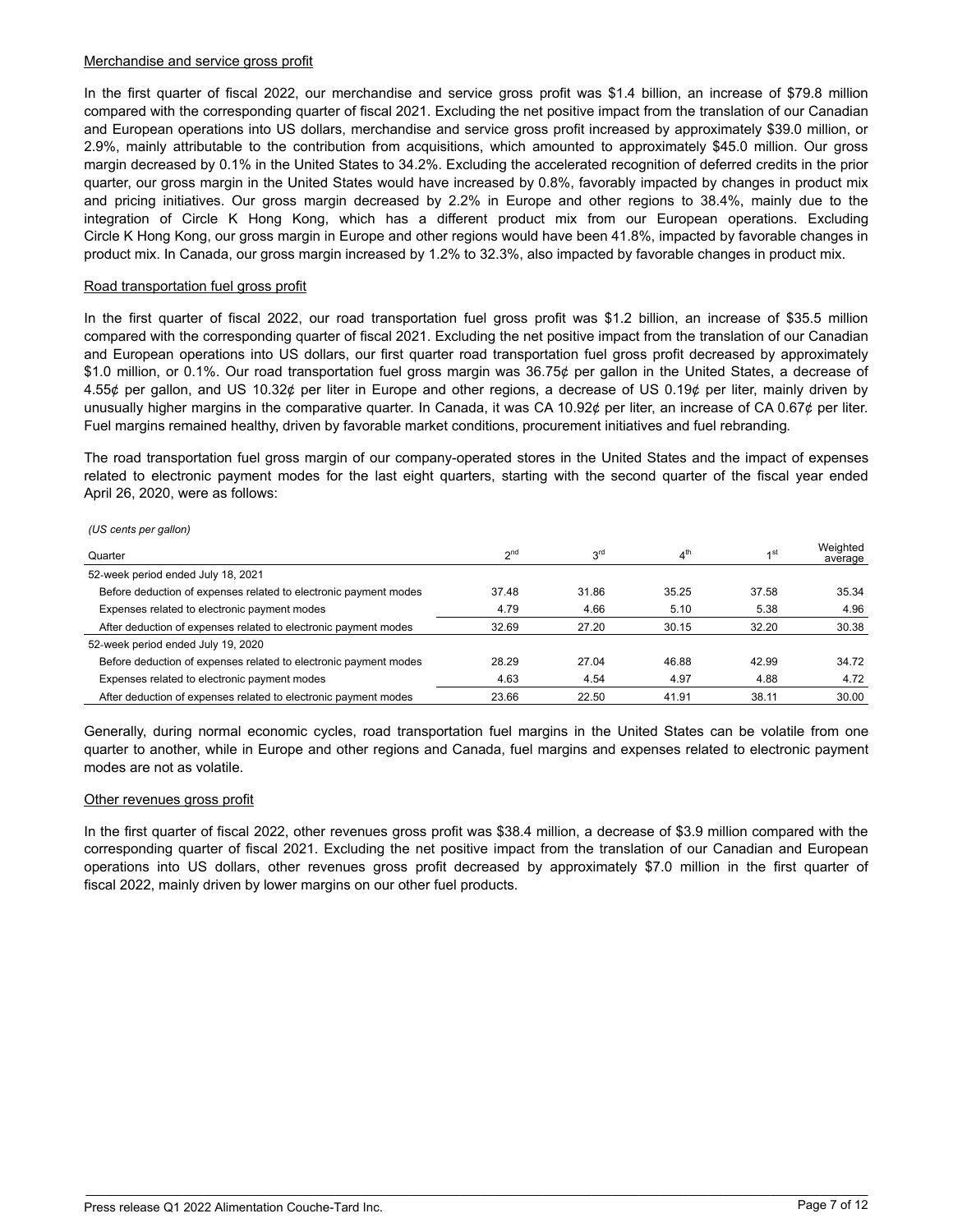Merchandise and service gross profit

In the first quarter of fiscal 2022, our merchandise and service gross profit was $1.4 billion, an increase of $79.8 million compared with the corresponding quarter of fiscal 2021. Excluding the net positive impact from the translation of our Canadian and European operations into US dollars, merchandise and service gross profit increased by approximately $39.0 million, or 2.9%, mainly attributable to the contribution from acquisitions, which amounted to approximately $45.0 million. Our gross margin decreased by 0.1% in the United States to 34.2%. Excluding the accelerated recognition of deferred credits in the prior quarter, our gross margin in the United States would have increased by 0.8%, favorably impacted by changes in product mix and pricing initiatives. Our gross margin decreased by 2.2% in Europe and other regions to 38.4%, mainly due to the integration of Circle K Hong Kong, which has a different product mix from our European operations. Excluding Circle K Hong Kong, our gross margin in Europe and other regions would have been 41.8%, impacted by favorable changes in product mix. In Canada, our gross margin increased by 1.2% to 32.3%, also impacted by favorable changes in product mix.

Road transportation fuel gross profit

In the first quarter of fiscal 2022, our road transportation fuel gross profit was $1.2 billion, an increase of $35.5 million compared with the corresponding quarter of fiscal 2021. Excluding the net positive impact from the translation of our Canadian and European operations into US dollars, our first quarter road transportation fuel gross profit decreased by approximately $1.0 million, or 0.1%. Our road transportation fuel gross margin was 36.75¢ per gallon in the United States, a decrease of 4.55¢ per gallon, and US 10.32¢ per liter in Europe and other regions, a decrease of US 0.19¢ per liter, mainly driven by unusually higher margins in the comparative quarter. In Canada, it was CA 10.92¢ per liter, an increase of CA 0.67¢ per liter. Fuel margins remained healthy, driven by favorable market conditions, procurement initiatives and fuel rebranding.

The road transportation fuel gross margin of our company-operated stores in the United States and the impact of expenses related to electronic payment modes for the last eight quarters, starting with the second quarter of the fiscal year ended April 26, 2020, were as follows:

*(US cents per gallon)*

| Quarter | 2nd | 3rd | 4th | 1st | Weighted average |
|---|---|---|---|---|---|
| 52-week period ended July 18, 2021 | | | | | |
| Before deduction of expenses related to electronic payment modes | 37.48 | 31.86 | 35.25 | 37.58 | 35.34 |
| Expenses related to electronic payment modes | 4.79 | 4.66 | 5.10 | 5.38 | 4.96 |
| After deduction of expenses related to electronic payment modes | 32.69 | 27.20 | 30.15 | 32.20 | 30.38 |
| 52-week period ended July 19, 2020 | | | | | |
| Before deduction of expenses related to electronic payment modes | 28.29 | 27.04 | 46.88 | 42.99 | 34.72 |
| Expenses related to electronic payment modes | 4.63 | 4.54 | 4.97 | 4.88 | 4.72 |
| After deduction of expenses related to electronic payment modes | 23.66 | 22.50 | 41.91 | 38.11 | 30.00 |

Generally, during normal economic cycles, road transportation fuel margins in the United States can be volatile from one quarter to another, while in Europe and other regions and Canada, fuel margins and expenses related to electronic payment modes are not as volatile.

Other revenues gross profit

In the first quarter of fiscal 2022, other revenues gross profit was $38.4 million, a decrease of $3.9 million compared with the corresponding quarter of fiscal 2021. Excluding the net positive impact from the translation of our Canadian and European operations into US dollars, other revenues gross profit decreased by approximately $7.0 million in the first quarter of fiscal 2022, mainly driven by lower margins on our other fuel products.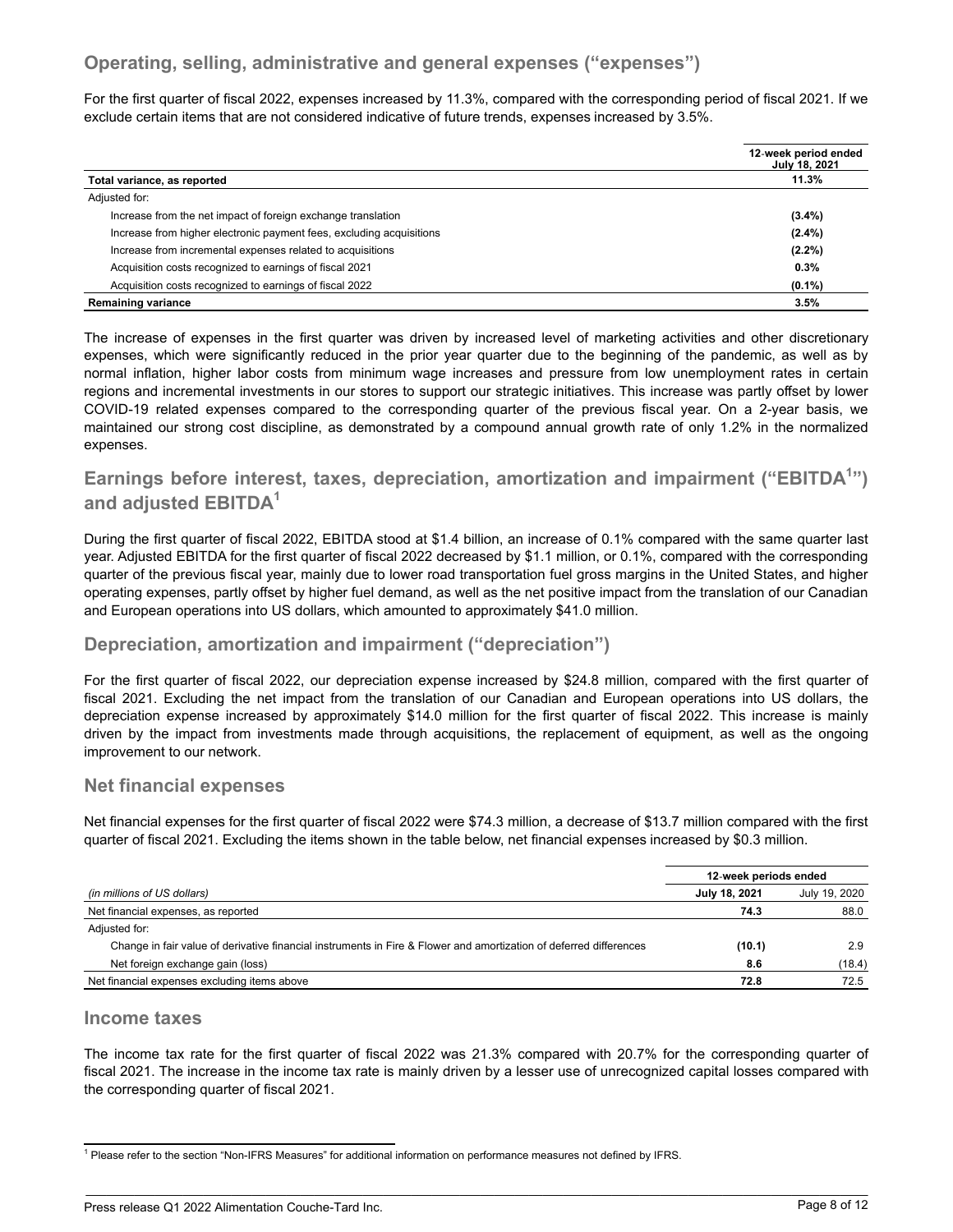## Operating, selling, administrative and general expenses (“expenses”)

For the first quarter of fiscal 2022, expenses increased by 11.3%, compared with the corresponding period of fiscal 2021. If we exclude certain items that are not considered indicative of future trends, expenses increased by 3.5%.

| | 12-week period ended July 18, 2021 |
|---|---|
| **Total variance, as reported** | **11.3%** |
| Adjusted for: | |
| Increase from the net impact of foreign exchange translation | **(3.4%)** |
| Increase from higher electronic payment fees, excluding acquisitions | **(2.4%)** |
| Increase from incremental expenses related to acquisitions | **(2.2%)** |
| Acquisition costs recognized to earnings of fiscal 2021 | **0.3%** |
| Acquisition costs recognized to earnings of fiscal 2022 | **(0.1%)** |
| **Remaining variance** | **3.5%** |

The increase of expenses in the first quarter was driven by increased level of marketing activities and other discretionary expenses, which were significantly reduced in the prior year quarter due to the beginning of the pandemic, as well as by normal inflation, higher labor costs from minimum wage increases and pressure from low unemployment rates in certain regions and incremental investments in our stores to support our strategic initiatives. This increase was partly offset by lower COVID-19 related expenses compared to the corresponding quarter of the previous fiscal year. On a 2-year basis, we maintained our strong cost discipline, as demonstrated by a compound annual growth rate of only 1.2% in the normalized expenses.

## Earnings before interest, taxes, depreciation, amortization and impairment (“EBITDA[1]”) and adjusted EBITDA[1]

During the first quarter of fiscal 2022, EBITDA stood at $1.4 billion, an increase of 0.1% compared with the same quarter last year. Adjusted EBITDA for the first quarter of fiscal 2022 decreased by $1.1 million, or 0.1%, compared with the corresponding quarter of the previous fiscal year, mainly due to lower road transportation fuel gross margins in the United States, and higher operating expenses, partly offset by higher fuel demand, as well as the net positive impact from the translation of our Canadian and European operations into US dollars, which amounted to approximately $41.0 million.

## Depreciation, amortization and impairment (“depreciation”)

For the first quarter of fiscal 2022, our depreciation expense increased by $24.8 million, compared with the first quarter of fiscal 2021. Excluding the net impact from the translation of our Canadian and European operations into US dollars, the depreciation expense increased by approximately $14.0 million for the first quarter of fiscal 2022. This increase is mainly driven by the impact from investments made through acquisitions, the replacement of equipment, as well as the ongoing improvement to our network.

## Net financial expenses

Net financial expenses for the first quarter of fiscal 2022 were $74.3 million, a decrease of $13.7 million compared with the first quarter of fiscal 2021. Excluding the items shown in the table below, net financial expenses increased by $0.3 million.

| | 12-week periods ended | |
|---|---|---|
| *(in millions of US dollars)* | **July 18, 2021** | July 19, 2020 |
| Net financial expenses, as reported | **74.3** | 88.0 |
| Adjusted for: | | |
| Change in fair value of derivative financial instruments in Fire & Flower and amortization of deferred differences | **(10.1)** | 2.9 |
| Net foreign exchange gain (loss) | **8.6** | (18.4) |
| Net financial expenses excluding items above | **72.8** | 72.5 |

## Income taxes

The income tax rate for the first quarter of fiscal 2022 was 21.3% compared with 20.7% for the corresponding quarter of fiscal 2021. The increase in the income tax rate is mainly driven by a lesser use of unrecognized capital losses compared with the corresponding quarter of fiscal 2021.

[1] Please refer to the section “Non-IFRS Measures” for additional information on performance measures not defined by IFRS.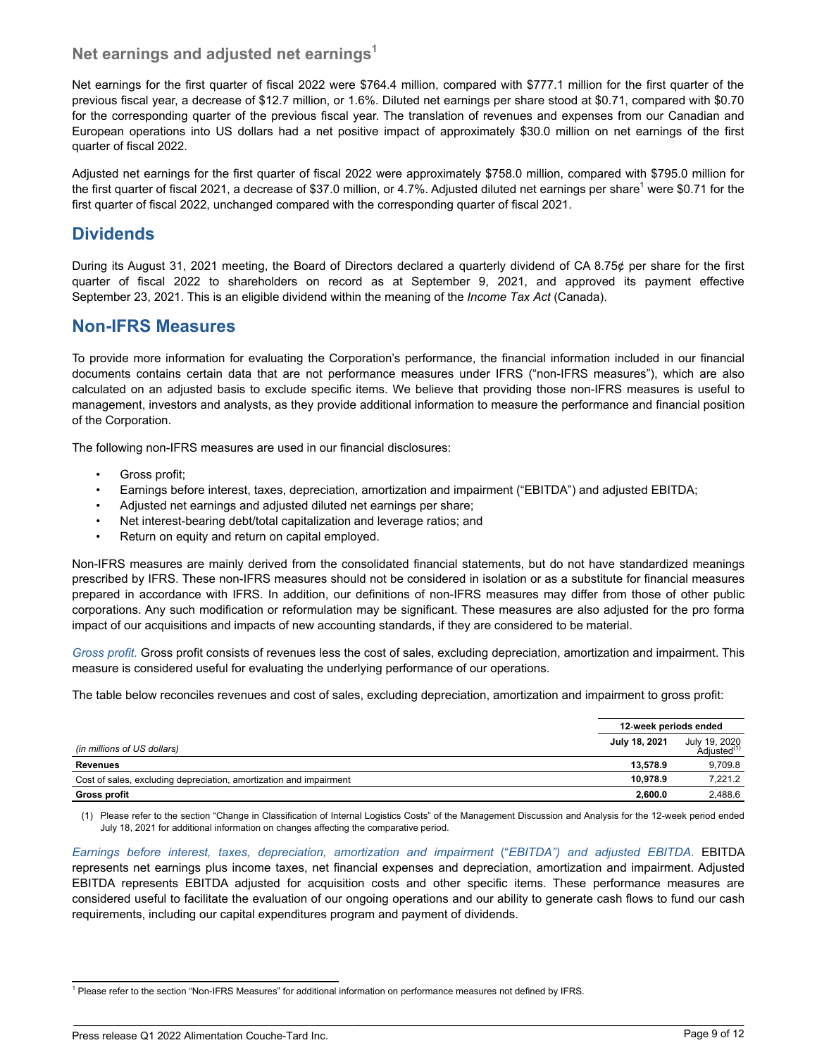## Net earnings and adjusted net earnings[1]

Net earnings for the first quarter of fiscal 2022 were $764.4 million, compared with $777.1 million for the first quarter of the previous fiscal year, a decrease of $12.7 million, or 1.6%. Diluted net earnings per share stood at $0.71, compared with $0.70 for the corresponding quarter of the previous fiscal year. The translation of revenues and expenses from our Canadian and European operations into US dollars had a net positive impact of approximately $30.0 million on net earnings of the first quarter of fiscal 2022.

Adjusted net earnings for the first quarter of fiscal 2022 were approximately $758.0 million, compared with $795.0 million for the first quarter of fiscal 2021, a decrease of $37.0 million, or 4.7%. Adjusted diluted net earnings per share[1] were $0.71 for the first quarter of fiscal 2022, unchanged compared with the corresponding quarter of fiscal 2021.

# Dividends

During its August 31, 2021 meeting, the Board of Directors declared a quarterly dividend of CA 8.75¢ per share for the first quarter of fiscal 2022 to shareholders on record as at September 9, 2021, and approved its payment effective September 23, 2021. This is an eligible dividend within the meaning of the *Income Tax Act* (Canada).

# Non-IFRS Measures

To provide more information for evaluating the Corporation's performance, the financial information included in our financial documents contains certain data that are not performance measures under IFRS ("non-IFRS measures"), which are also calculated on an adjusted basis to exclude specific items. We believe that providing those non-IFRS measures is useful to management, investors and analysts, as they provide additional information to measure the performance and financial position of the Corporation.

The following non-IFRS measures are used in our financial disclosures:

- Gross profit;
- Earnings before interest, taxes, depreciation, amortization and impairment ("EBITDA") and adjusted EBITDA;
- Adjusted net earnings and adjusted diluted net earnings per share;
- Net interest-bearing debt/total capitalization and leverage ratios; and
- Return on equity and return on capital employed.

Non-IFRS measures are mainly derived from the consolidated financial statements, but do not have standardized meanings prescribed by IFRS. These non-IFRS measures should not be considered in isolation or as a substitute for financial measures prepared in accordance with IFRS. In addition, our definitions of non-IFRS measures may differ from those of other public corporations. Any such modification or reformulation may be significant. These measures are also adjusted for the pro forma impact of our acquisitions and impacts of new accounting standards, if they are considered to be material.

*Gross profit.* Gross profit consists of revenues less the cost of sales, excluding depreciation, amortization and impairment. This measure is considered useful for evaluating the underlying performance of our operations.

The table below reconciles revenues and cost of sales, excluding depreciation, amortization and impairment to gross profit:

| | 12-week periods ended | |
|---|---|---|
| *(in millions of US dollars)* | **July 18, 2021** | July 19, 2020 Adjusted(1) |
| **Revenues** | **13,578.9** | 9,709.8 |
| Cost of sales, excluding depreciation, amortization and impairment | **10,978.9** | 7,221.2 |
| **Gross profit** | **2,600.0** | 2,488.6 |

(1) Please refer to the section "Change in Classification of Internal Logistics Costs" of the Management Discussion and Analysis for the 12-week period ended July 18, 2021 for additional information on changes affecting the comparative period.

*Earnings before interest, taxes, depreciation, amortization and impairment ("EBITDA") and adjusted EBITDA.* EBITDA represents net earnings plus income taxes, net financial expenses and depreciation, amortization and impairment. Adjusted EBITDA represents EBITDA adjusted for acquisition costs and other specific items. These performance measures are considered useful to facilitate the evaluation of our ongoing operations and our ability to generate cash flows to fund our cash requirements, including our capital expenditures program and payment of dividends.

[1] Please refer to the section "Non-IFRS Measures" for additional information on performance measures not defined by IFRS.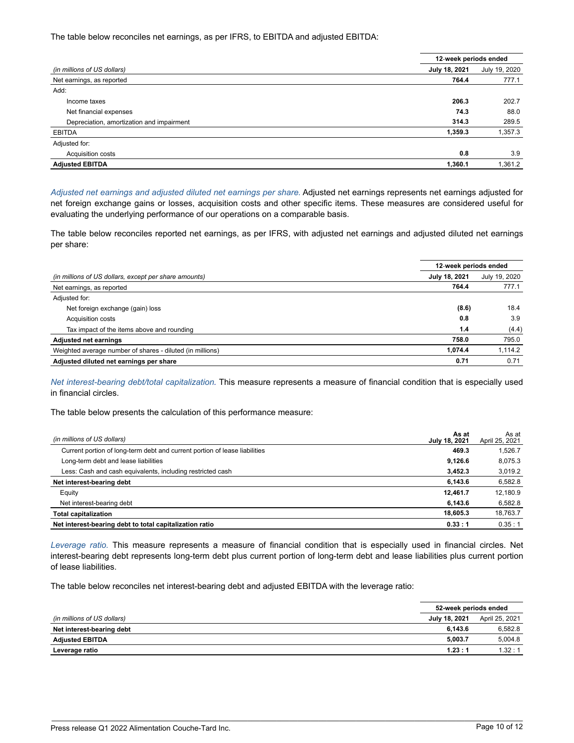The table below reconciles net earnings, as per IFRS, to EBITDA and adjusted EBITDA:

| | 12-week periods ended | |
|---|---|---|
| *(in millions of US dollars)* | **July 18, 2021** | July 19, 2020 |
| Net earnings, as reported | **764.4** | 777.1 |
| Add: | | |
| Income taxes | **206.3** | 202.7 |
| Net financial expenses | **74.3** | 88.0 |
| Depreciation, amortization and impairment | **314.3** | 289.5 |
| EBITDA | **1,359.3** | 1,357.3 |
| Adjusted for: | | |
| Acquisition costs | **0.8** | 3.9 |
| **Adjusted EBITDA** | **1,360.1** | 1,361.2 |

*Adjusted net earnings and adjusted diluted net earnings per share.* Adjusted net earnings represents net earnings adjusted for net foreign exchange gains or losses, acquisition costs and other specific items. These measures are considered useful for evaluating the underlying performance of our operations on a comparable basis.

The table below reconciles reported net earnings, as per IFRS, with adjusted net earnings and adjusted diluted net earnings per share:

| | 12-week periods ended | |
|---|---|---|
| *(in millions of US dollars, except per share amounts)* | **July 18, 2021** | July 19, 2020 |
| Net earnings, as reported | **764.4** | 777.1 |
| Adjusted for: | | |
| Net foreign exchange (gain) loss | **(8.6)** | 18.4 |
| Acquisition costs | **0.8** | 3.9 |
| Tax impact of the items above and rounding | **1.4** | (4.4) |
| **Adjusted net earnings** | **758.0** | 795.0 |
| Weighted average number of shares - diluted (in millions) | **1,074.4** | 1,114.2 |
| **Adjusted diluted net earnings per share** | **0.71** | 0.71 |

*Net interest-bearing debt/total capitalization.* This measure represents a measure of financial condition that is especially used in financial circles.

The table below presents the calculation of this performance measure:

| *(in millions of US dollars)* | **As at July 18, 2021** | As at April 25, 2021 |
|---|---|---|
| Current portion of long-term debt and current portion of lease liabilities | **469.3** | 1,526.7 |
| Long-term debt and lease liabilities | **9,126.6** | 8,075.3 |
| Less: Cash and cash equivalents, including restricted cash | **3,452.3** | 3,019.2 |
| **Net interest-bearing debt** | **6,143.6** | 6,582.8 |
| Equity | **12,461.7** | 12,180.9 |
| Net interest-bearing debt | **6,143.6** | 6,582.8 |
| **Total capitalization** | **18,605.3** | 18,763.7 |
| **Net interest-bearing debt to total capitalization ratio** | **0.33 : 1** | 0.35 : 1 |

*Leverage ratio.* This measure represents a measure of financial condition that is especially used in financial circles. Net interest-bearing debt represents long-term debt plus current portion of long-term debt and lease liabilities plus current portion of lease liabilities.

The table below reconciles net interest-bearing debt and adjusted EBITDA with the leverage ratio:

| | 52-week periods ended | |
|---|---|---|
| *(in millions of US dollars)* | **July 18, 2021** | April 25, 2021 |
| **Net interest-bearing debt** | **6,143.6** | 6,582.8 |
| **Adjusted EBITDA** | **5,003.7** | 5,004.8 |
| **Leverage ratio** | **1.23 : 1** | 1.32 : 1 |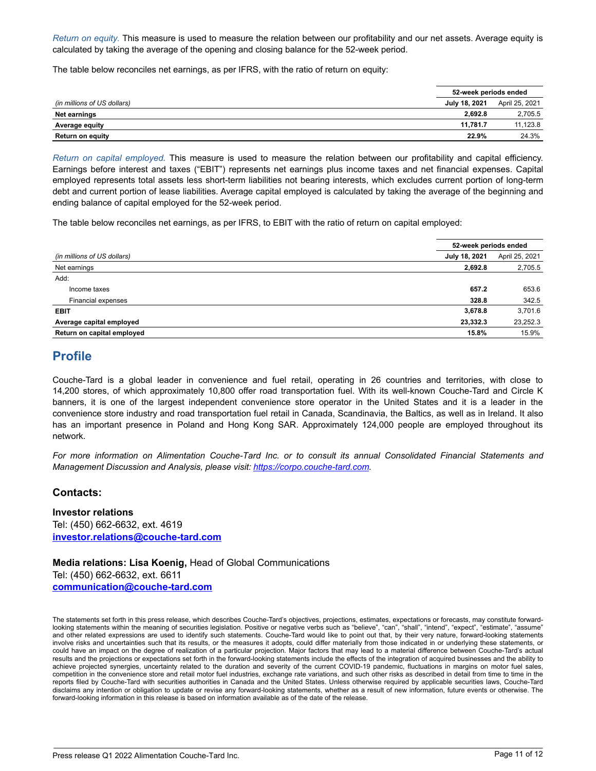*Return on equity.* This measure is used to measure the relation between our profitability and our net assets. Average equity is calculated by taking the average of the opening and closing balance for the 52-week period.

The table below reconciles net earnings, as per IFRS, with the ratio of return on equity:

| | 52-week periods ended | |
|---|---|---|
| *(in millions of US dollars)* | **July 18, 2021** | April 25, 2021 |
| **Net earnings** | **2,692.8** | 2,705.5 |
| **Average equity** | **11,781.7** | 11,123.8 |
| **Return on equity** | **22.9%** | 24.3% |

*Return on capital employed.* This measure is used to measure the relation between our profitability and capital efficiency. Earnings before interest and taxes ("EBIT") represents net earnings plus income taxes and net financial expenses. Capital employed represents total assets less short-term liabilities not bearing interests, which excludes current portion of long-term debt and current portion of lease liabilities. Average capital employed is calculated by taking the average of the beginning and ending balance of capital employed for the 52-week period.

The table below reconciles net earnings, as per IFRS, to EBIT with the ratio of return on capital employed:

| | 52-week periods ended | |
|---|---|---|
| *(in millions of US dollars)* | **July 18, 2021** | April 25, 2021 |
| Net earnings | **2,692.8** | 2,705.5 |
| Add: | | |
| Income taxes | **657.2** | 653.6 |
| Financial expenses | **328.8** | 342.5 |
| **EBIT** | **3,678.8** | 3,701.6 |
| **Average capital employed** | **23,332.3** | 23,252.3 |
| **Return on capital employed** | **15.8%** | 15.9% |

## Profile

Couche-Tard is a global leader in convenience and fuel retail, operating in 26 countries and territories, with close to 14,200 stores, of which approximately 10,800 offer road transportation fuel. With its well-known Couche-Tard and Circle K banners, it is one of the largest independent convenience store operator in the United States and it is a leader in the convenience store industry and road transportation fuel retail in Canada, Scandinavia, the Baltics, as well as in Ireland. It also has an important presence in Poland and Hong Kong SAR. Approximately 124,000 people are employed throughout its network.

*For more information on Alimentation Couche-Tard Inc. or to consult its annual Consolidated Financial Statements and Management Discussion and Analysis, please visit: [https://corpo.couche-tard.com](https://corpo.couche-tard.com).*

### Contacts:

**Investor relations**
Tel: (450) 662-6632, ext. 4619
**investor.relations@couche-tard.com**

**Media relations: Lisa Koenig,** Head of Global Communications
Tel: (450) 662-6632, ext. 6611
**communication@couche-tard.com**

The statements set forth in this press release, which describes Couche-Tard's objectives, projections, estimates, expectations or forecasts, may constitute forward-looking statements within the meaning of securities legislation. Positive or negative verbs such as "believe", "can", "shall", "intend", "expect", "estimate", "assume" and other related expressions are used to identify such statements. Couche-Tard would like to point out that, by their very nature, forward-looking statements involve risks and uncertainties such that its results, or the measures it adopts, could differ materially from those indicated in or underlying these statements, or could have an impact on the degree of realization of a particular projection. Major factors that may lead to a material difference between Couche-Tard's actual results and the projections or expectations set forth in the forward-looking statements include the effects of the integration of acquired businesses and the ability to achieve projected synergies, uncertainty related to the duration and severity of the current COVID-19 pandemic, fluctuations in margins on motor fuel sales, competition in the convenience store and retail motor fuel industries, exchange rate variations, and such other risks as described in detail from time to time in the reports filed by Couche-Tard with securities authorities in Canada and the United States. Unless otherwise required by applicable securities laws, Couche-Tard disclaims any intention or obligation to update or revise any forward-looking statements, whether as a result of new information, future events or otherwise. The forward-looking information in this release is based on information available as of the date of the release.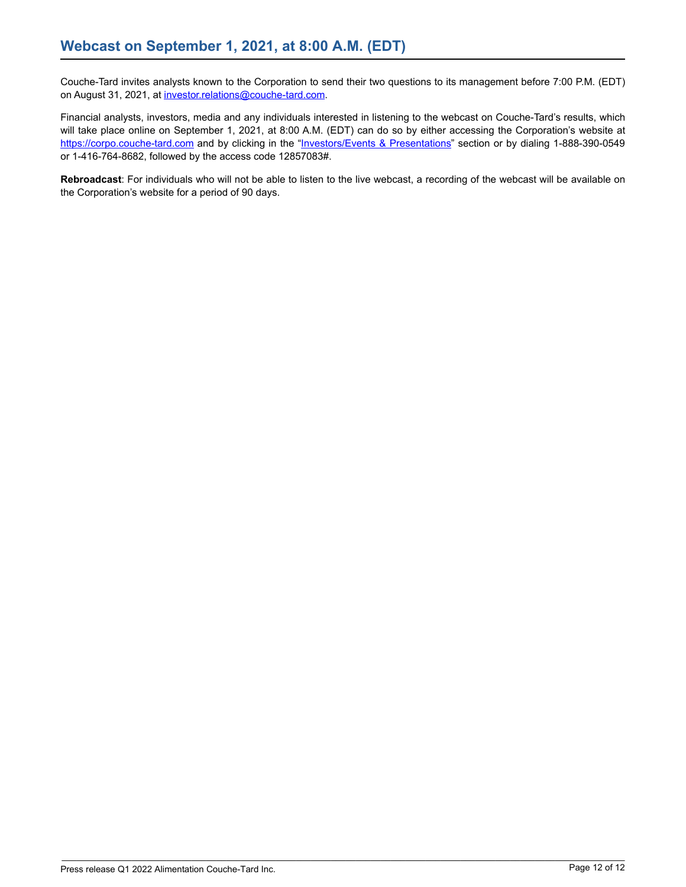## Webcast on September 1, 2021, at 8:00 A.M. (EDT)

Couche-Tard invites analysts known to the Corporation to send their two questions to its management before 7:00 P.M. (EDT) on August 31, 2021, at investor.relations@couche-tard.com.

Financial analysts, investors, media and any individuals interested in listening to the webcast on Couche-Tard's results, which will take place online on September 1, 2021, at 8:00 A.M. (EDT) can do so by either accessing the Corporation's website at https://corpo.couche-tard.com and by clicking in the "Investors/Events & Presentations" section or by dialing 1-888-390-0549 or 1-416-764-8682, followed by the access code 12857083#.

**Rebroadcast**: For individuals who will not be able to listen to the live webcast, a recording of the webcast will be available on the Corporation's website for a period of 90 days.